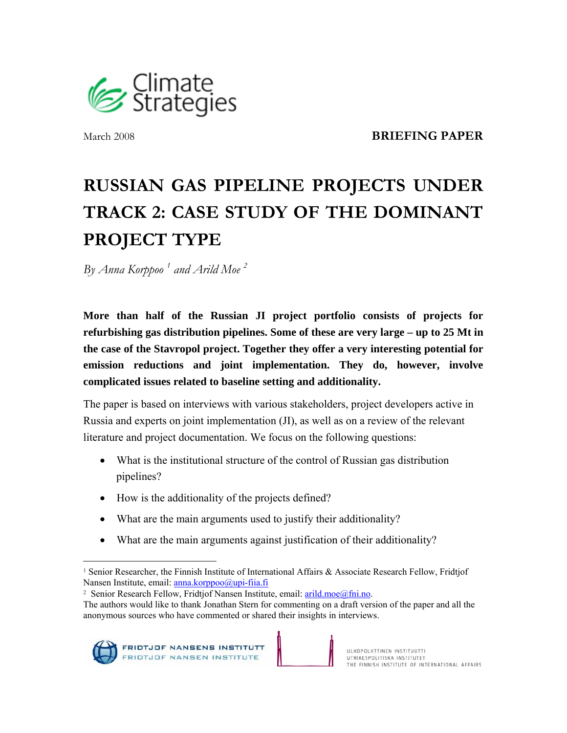March 2008 **BRIEFING PAPER**

# RUSSIAN GAS PIPELINE PROJECTS UNDER TRACK 2: CASE STUDY OF THE DOMINANT PROJECT TYPE

*By Anna Korppoo [1] and Arild Moe [2]*

**More than half of the Russian JI project portfolio consists of projects for refurbishing gas distribution pipelines. Some of these are very large – up to 25 Mt in the case of the Stavropol project. Together they offer a very interesting potential for emission reductions and joint implementation. They do, however, involve complicated issues related to baseline setting and additionality.**

The paper is based on interviews with various stakeholders, project developers active in Russia and experts on joint implementation (JI), as well as on a review of the relevant literature and project documentation. We focus on the following questions:

- What is the institutional structure of the control of Russian gas distribution pipelines?
- How is the additionality of the projects defined?
- What are the main arguments used to justify their additionality?
- What are the main arguments against justification of their additionality?

---

[1] Senior Researcher, the Finnish Institute of International Affairs & Associate Research Fellow, Fridtjof Nansen Institute, email: anna.korppoo@upi-fiia.fi

[2] Senior Research Fellow, Fridtjof Nansen Institute, email: arild.moe@fni.no.

The authors would like to thank Jonathan Stern for commenting on a draft version of the paper and all the anonymous sources who have commented or shared their insights in interviews.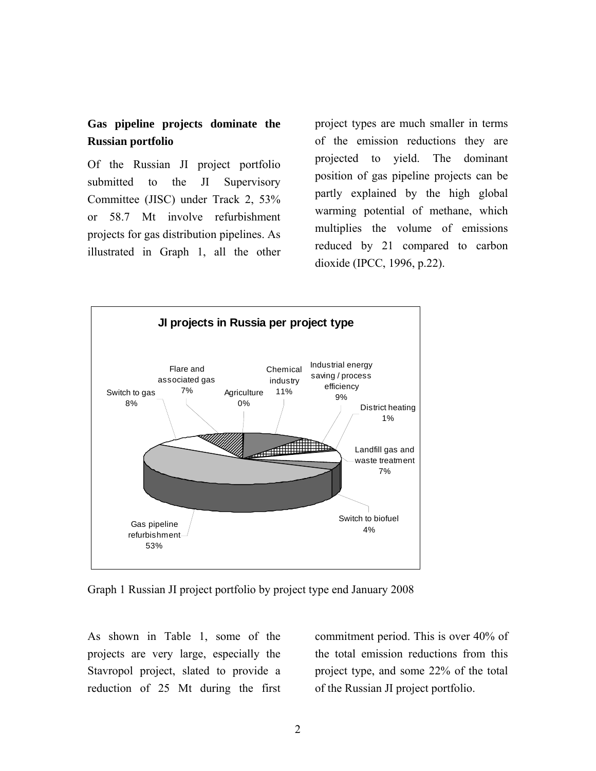**Gas pipeline projects dominate the Russian portfolio**

Of the Russian JI project portfolio submitted to the JI Supervisory Committee (JISC) under Track 2, 53% or 58.7 Mt involve refurbishment projects for gas distribution pipelines. As illustrated in Graph 1, all the other project types are much smaller in terms of the emission reductions they are projected to yield. The dominant position of gas pipeline projects can be partly explained by the high global warming potential of methane, which multiplies the volume of emissions reduced by 21 compared to carbon dioxide (IPCC, 1996, p.22).

**JI projects in Russia per project type**

| Project type | Share |
|---|---|
| Gas pipeline refurbishment | 53% |
| Chemical industry | 11% |
| Industrial energy saving / process efficiency | 9% |
| Switch to gas | 8% |
| Flare and associated gas | 7% |
| Landfill gas and waste treatment | 7% |
| Switch to biofuel | 4% |
| District heating | 1% |
| Agriculture | 0% |

Graph 1 Russian JI project portfolio by project type end January 2008

As shown in Table 1, some of the projects are very large, especially the Stavropol project, slated to provide a reduction of 25 Mt during the first commitment period. This is over 40% of the total emission reductions from this project type, and some 22% of the total of the Russian JI project portfolio.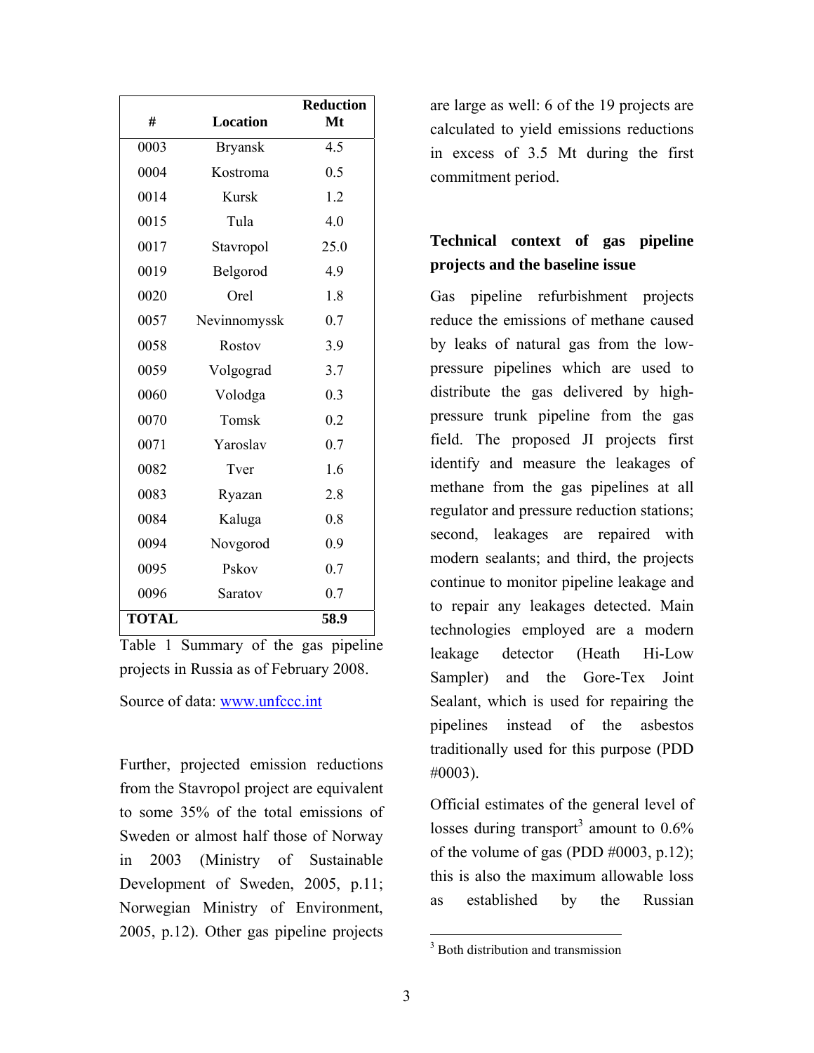| # | Location | Reduction Mt |
|---|---|---|
| 0003 | Bryansk | 4.5 |
| 0004 | Kostroma | 0.5 |
| 0014 | Kursk | 1.2 |
| 0015 | Tula | 4.0 |
| 0017 | Stavropol | 25.0 |
| 0019 | Belgorod | 4.9 |
| 0020 | Orel | 1.8 |
| 0057 | Nevinnomyssk | 0.7 |
| 0058 | Rostov | 3.9 |
| 0059 | Volgograd | 3.7 |
| 0060 | Volodga | 0.3 |
| 0070 | Tomsk | 0.2 |
| 0071 | Yaroslav | 0.7 |
| 0082 | Tver | 1.6 |
| 0083 | Ryazan | 2.8 |
| 0084 | Kaluga | 0.8 |
| 0094 | Novgorod | 0.9 |
| 0095 | Pskov | 0.7 |
| 0096 | Saratov | 0.7 |
| **TOTAL** | | **58.9** |

Table 1 Summary of the gas pipeline projects in Russia as of February 2008.

Source of data: www.unfccc.int

Further, projected emission reductions from the Stavropol project are equivalent to some 35% of the total emissions of Sweden or almost half those of Norway in 2003 (Ministry of Sustainable Development of Sweden, 2005, p.11; Norwegian Ministry of Environment, 2005, p.12). Other gas pipeline projects are large as well: 6 of the 19 projects are calculated to yield emissions reductions in excess of 3.5 Mt during the first commitment period.

## Technical context of gas pipeline projects and the baseline issue

Gas pipeline refurbishment projects reduce the emissions of methane caused by leaks of natural gas from the low-pressure pipelines which are used to distribute the gas delivered by high-pressure trunk pipeline from the gas field. The proposed JI projects first identify and measure the leakages of methane from the gas pipelines at all regulator and pressure reduction stations; second, leakages are repaired with modern sealants; and third, the projects continue to monitor pipeline leakage and to repair any leakages detected. Main technologies employed are a modern leakage detector (Heath Hi-Low Sampler) and the Gore-Tex Joint Sealant, which is used for repairing the pipelines instead of the asbestos traditionally used for this purpose (PDD #0003).

Official estimates of the general level of losses during transport[3] amount to 0.6% of the volume of gas (PDD #0003, p.12); this is also the maximum allowable loss as established by the Russian

[3] Both distribution and transmission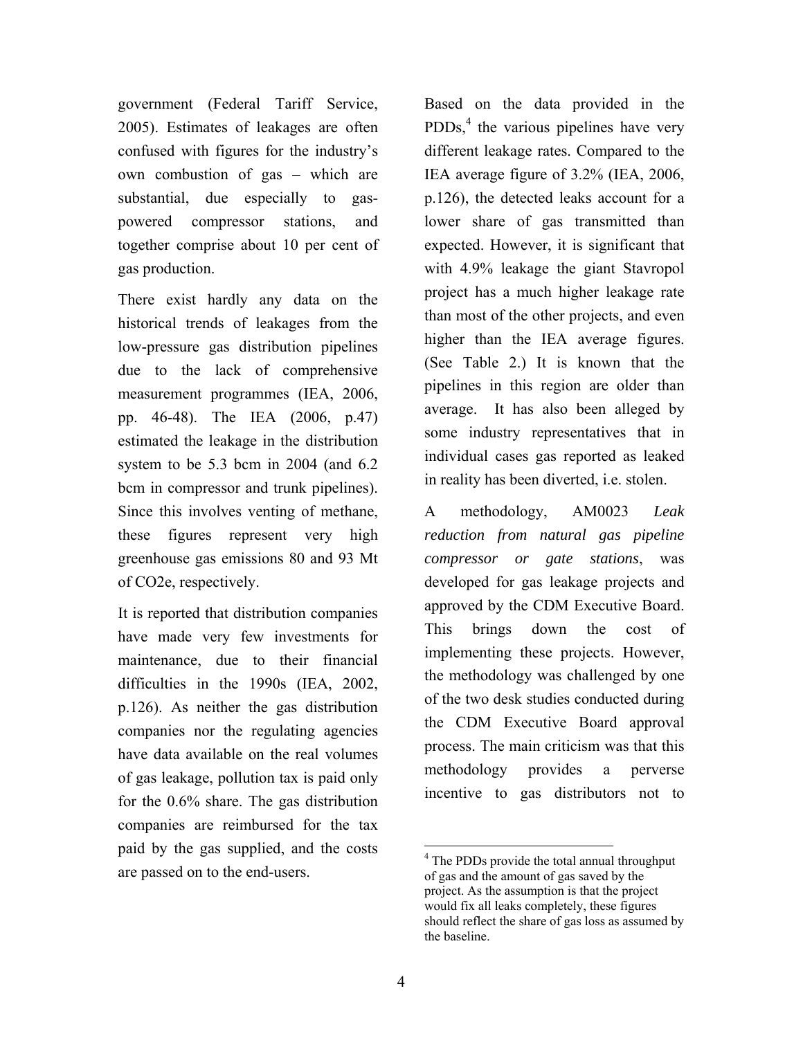government (Federal Tariff Service, 2005). Estimates of leakages are often confused with figures for the industry's own combustion of gas – which are substantial, due especially to gas-powered compressor stations, and together comprise about 10 per cent of gas production.

There exist hardly any data on the historical trends of leakages from the low-pressure gas distribution pipelines due to the lack of comprehensive measurement programmes (IEA, 2006, pp. 46-48). The IEA (2006, p.47) estimated the leakage in the distribution system to be 5.3 bcm in 2004 (and 6.2 bcm in compressor and trunk pipelines). Since this involves venting of methane, these figures represent very high greenhouse gas emissions 80 and 93 Mt of CO2e, respectively.

It is reported that distribution companies have made very few investments for maintenance, due to their financial difficulties in the 1990s (IEA, 2002, p.126). As neither the gas distribution companies nor the regulating agencies have data available on the real volumes of gas leakage, pollution tax is paid only for the 0.6% share. The gas distribution companies are reimbursed for the tax paid by the gas supplied, and the costs are passed on to the end-users.

Based on the data provided in the PDDs,[4] the various pipelines have very different leakage rates. Compared to the IEA average figure of 3.2% (IEA, 2006, p.126), the detected leaks account for a lower share of gas transmitted than expected. However, it is significant that with 4.9% leakage the giant Stavropol project has a much higher leakage rate than most of the other projects, and even higher than the IEA average figures. (See Table 2.) It is known that the pipelines in this region are older than average. It has also been alleged by some industry representatives that in individual cases gas reported as leaked in reality has been diverted, i.e. stolen.

A methodology, AM0023 *Leak reduction from natural gas pipeline compressor or gate stations*, was developed for gas leakage projects and approved by the CDM Executive Board. This brings down the cost of implementing these projects. However, the methodology was challenged by one of the two desk studies conducted during the CDM Executive Board approval process. The main criticism was that this methodology provides a perverse incentive to gas distributors not to

[4] The PDDs provide the total annual throughput of gas and the amount of gas saved by the project. As the assumption is that the project would fix all leaks completely, these figures should reflect the share of gas loss as assumed by the baseline.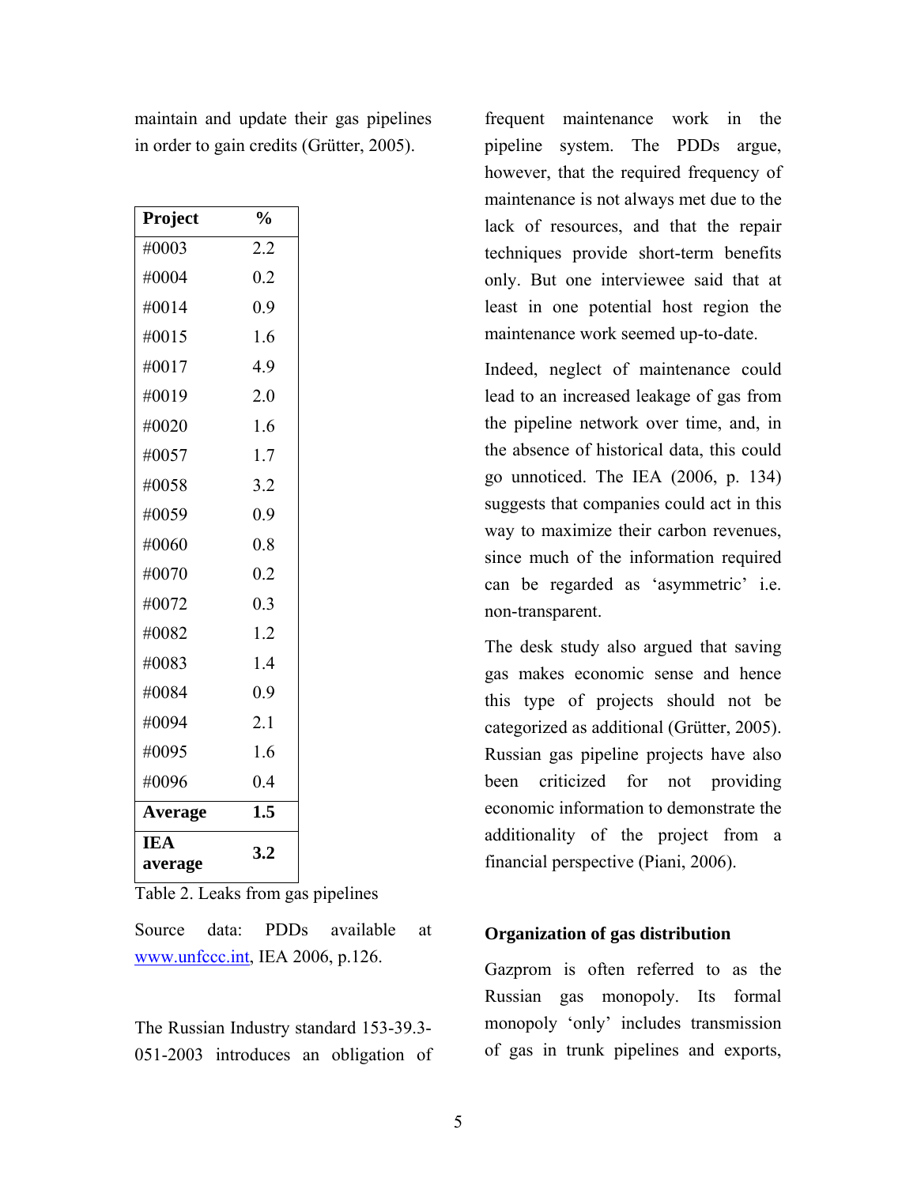maintain and update their gas pipelines in order to gain credits (Grütter, 2005).

| Project | % |
|---|---|
| #0003 | 2.2 |
| #0004 | 0.2 |
| #0014 | 0.9 |
| #0015 | 1.6 |
| #0017 | 4.9 |
| #0019 | 2.0 |
| #0020 | 1.6 |
| #0057 | 1.7 |
| #0058 | 3.2 |
| #0059 | 0.9 |
| #0060 | 0.8 |
| #0070 | 0.2 |
| #0072 | 0.3 |
| #0082 | 1.2 |
| #0083 | 1.4 |
| #0084 | 0.9 |
| #0094 | 2.1 |
| #0095 | 1.6 |
| #0096 | 0.4 |
| **Average** | **1.5** |
| **IEA average** | **3.2** |

Table 2. Leaks from gas pipelines

Source data: PDDs available at www.unfccc.int, IEA 2006, p.126.

The Russian Industry standard 153-39.3-051-2003 introduces an obligation of frequent maintenance work in the pipeline system. The PDDs argue, however, that the required frequency of maintenance is not always met due to the lack of resources, and that the repair techniques provide short-term benefits only. But one interviewee said that at least in one potential host region the maintenance work seemed up-to-date.

Indeed, neglect of maintenance could lead to an increased leakage of gas from the pipeline network over time, and, in the absence of historical data, this could go unnoticed. The IEA (2006, p. 134) suggests that companies could act in this way to maximize their carbon revenues, since much of the information required can be regarded as 'asymmetric' i.e. non-transparent.

The desk study also argued that saving gas makes economic sense and hence this type of projects should not be categorized as additional (Grütter, 2005). Russian gas pipeline projects have also been criticized for not providing economic information to demonstrate the additionality of the project from a financial perspective (Piani, 2006).

### Organization of gas distribution

Gazprom is often referred to as the Russian gas monopoly. Its formal monopoly 'only' includes transmission of gas in trunk pipelines and exports,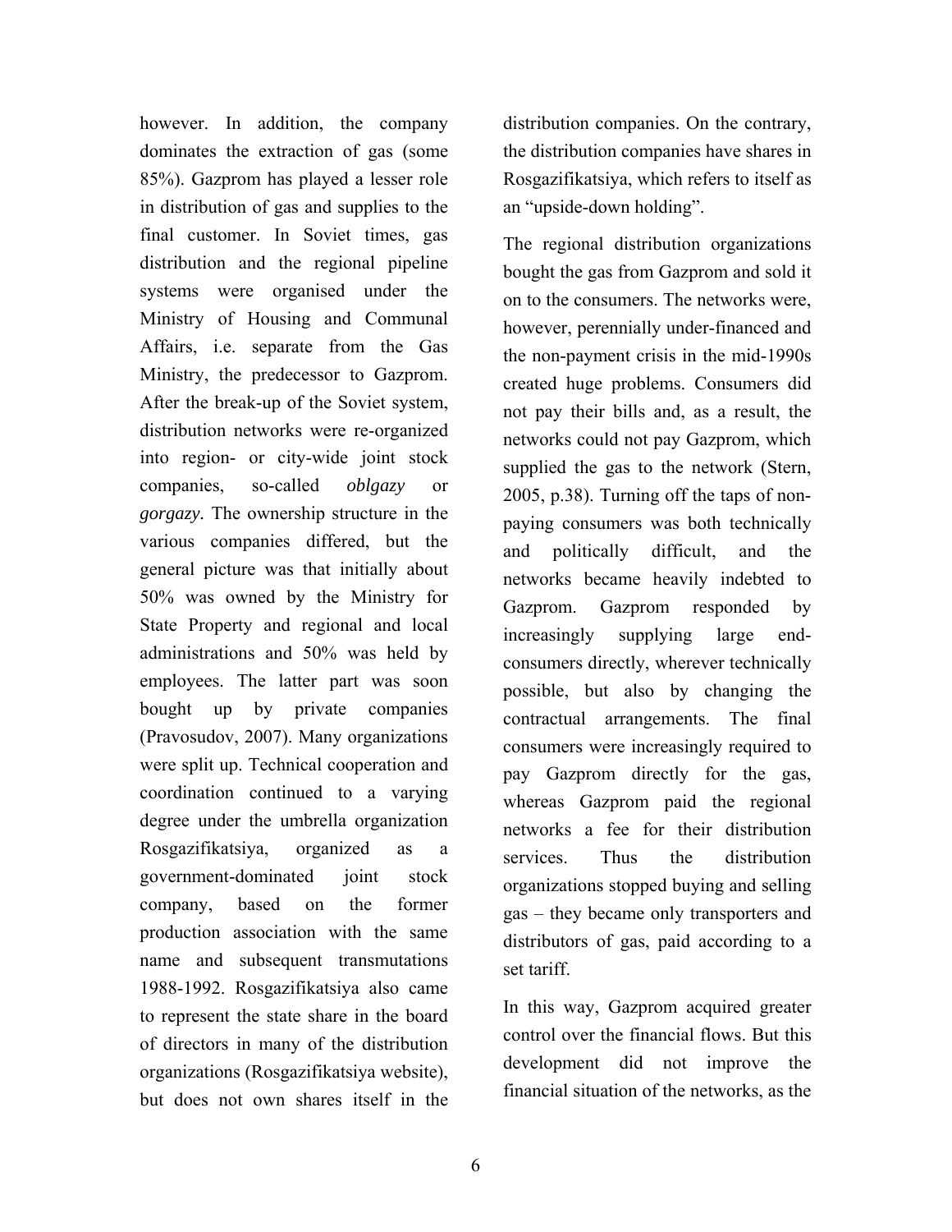however. In addition, the company dominates the extraction of gas (some 85%). Gazprom has played a lesser role in distribution of gas and supplies to the final customer. In Soviet times, gas distribution and the regional pipeline systems were organised under the Ministry of Housing and Communal Affairs, i.e. separate from the Gas Ministry, the predecessor to Gazprom. After the break-up of the Soviet system, distribution networks were re-organized into region- or city-wide joint stock companies, so-called *oblgazy* or *gorgazy*. The ownership structure in the various companies differed, but the general picture was that initially about 50% was owned by the Ministry for State Property and regional and local administrations and 50% was held by employees. The latter part was soon bought up by private companies (Pravosudov, 2007). Many organizations were split up. Technical cooperation and coordination continued to a varying degree under the umbrella organization Rosgazifikatsiya, organized as a government-dominated joint stock company, based on the former production association with the same name and subsequent transmutations 1988-1992. Rosgazifikatsiya also came to represent the state share in the board of directors in many of the distribution organizations (Rosgazifikatsiya website), but does not own shares itself in the distribution companies. On the contrary, the distribution companies have shares in Rosgazifikatsiya, which refers to itself as an "upside-down holding".

The regional distribution organizations bought the gas from Gazprom and sold it on to the consumers. The networks were, however, perennially under-financed and the non-payment crisis in the mid-1990s created huge problems. Consumers did not pay their bills and, as a result, the networks could not pay Gazprom, which supplied the gas to the network (Stern, 2005, p.38). Turning off the taps of non-paying consumers was both technically and politically difficult, and the networks became heavily indebted to Gazprom. Gazprom responded by increasingly supplying large end-consumers directly, wherever technically possible, but also by changing the contractual arrangements. The final consumers were increasingly required to pay Gazprom directly for the gas, whereas Gazprom paid the regional networks a fee for their distribution services. Thus the distribution organizations stopped buying and selling gas – they became only transporters and distributors of gas, paid according to a set tariff.

In this way, Gazprom acquired greater control over the financial flows. But this development did not improve the financial situation of the networks, as the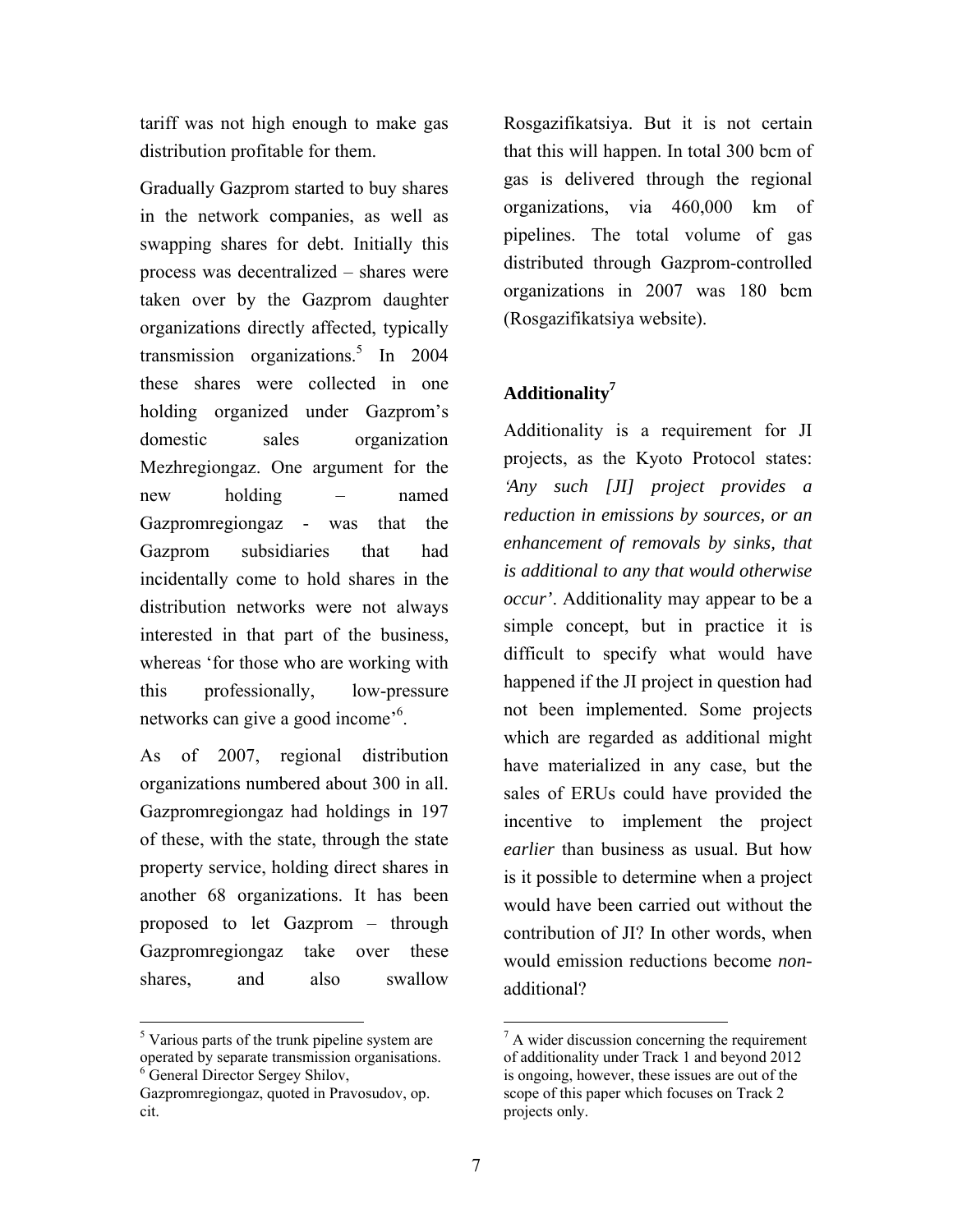tariff was not high enough to make gas distribution profitable for them.

Gradually Gazprom started to buy shares in the network companies, as well as swapping shares for debt. Initially this process was decentralized – shares were taken over by the Gazprom daughter organizations directly affected, typically transmission organizations.[5] In 2004 these shares were collected in one holding organized under Gazprom's domestic sales organization Mezhregiongaz. One argument for the new holding – named Gazpromregiongaz - was that the Gazprom subsidiaries that had incidentally come to hold shares in the distribution networks were not always interested in that part of the business, whereas 'for those who are working with this professionally, low-pressure networks can give a good income'[6].

As of 2007, regional distribution organizations numbered about 300 in all. Gazpromregiongaz had holdings in 197 of these, with the state, through the state property service, holding direct shares in another 68 organizations. It has been proposed to let Gazprom – through Gazpromregiongaz take over these shares, and also swallow Rosgazifikatsiya. But it is not certain that this will happen. In total 300 bcm of gas is delivered through the regional organizations, via 460,000 km of pipelines. The total volume of gas distributed through Gazprom-controlled organizations in 2007 was 180 bcm (Rosgazifikatsiya website).

[5] Various parts of the trunk pipeline system are operated by separate transmission organisations.

[6] General Director Sergey Shilov, Gazpromregiongaz, quoted in Pravosudov, op. cit.

## Additionality[7]

Additionality is a requirement for JI projects, as the Kyoto Protocol states: *'Any such [JI] project provides a reduction in emissions by sources, or an enhancement of removals by sinks, that is additional to any that would otherwise occur'*. Additionality may appear to be a simple concept, but in practice it is difficult to specify what would have happened if the JI project in question had not been implemented. Some projects which are regarded as additional might have materialized in any case, but the sales of ERUs could have provided the incentive to implement the project *earlier* than business as usual. But how is it possible to determine when a project would have been carried out without the contribution of JI? In other words, when would emission reductions become *non*-additional?

[7] A wider discussion concerning the requirement of additionality under Track 1 and beyond 2012 is ongoing, however, these issues are out of the scope of this paper which focuses on Track 2 projects only.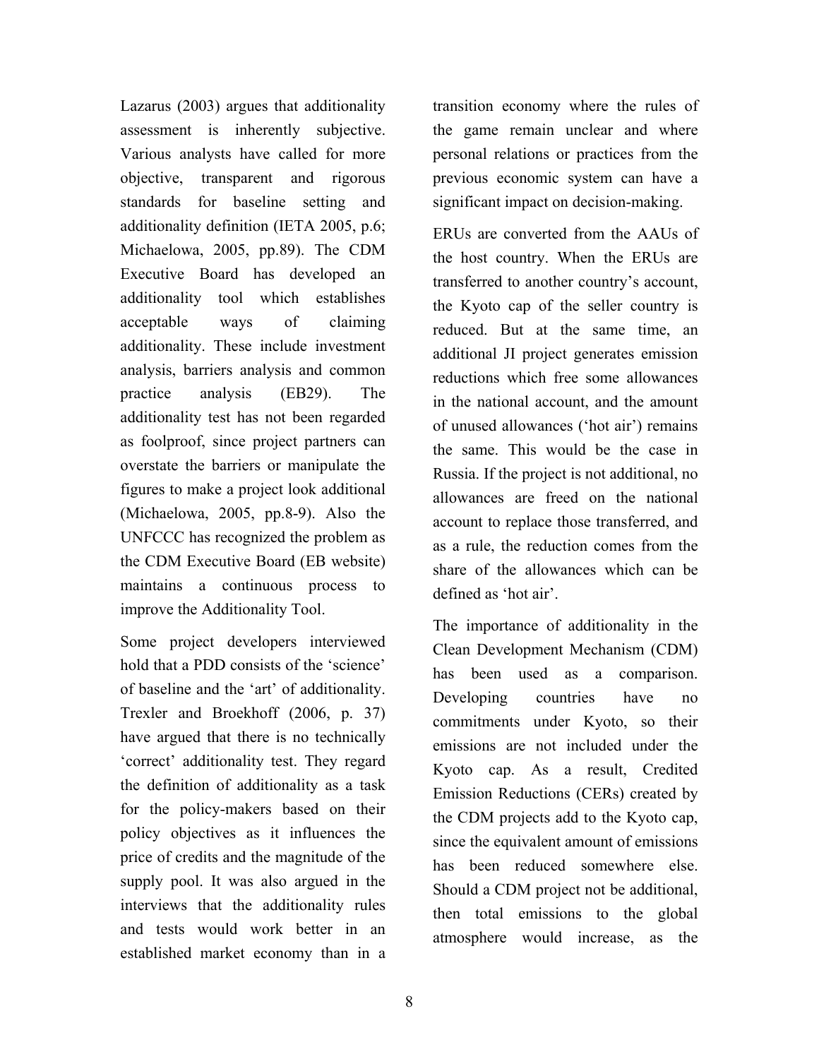Lazarus (2003) argues that additionality assessment is inherently subjective. Various analysts have called for more objective, transparent and rigorous standards for baseline setting and additionality definition (IETA 2005, p.6; Michaelowa, 2005, pp.89). The CDM Executive Board has developed an additionality tool which establishes acceptable ways of claiming additionality. These include investment analysis, barriers analysis and common practice analysis (EB29). The additionality test has not been regarded as foolproof, since project partners can overstate the barriers or manipulate the figures to make a project look additional (Michaelowa, 2005, pp.8-9). Also the UNFCCC has recognized the problem as the CDM Executive Board (EB website) maintains a continuous process to improve the Additionality Tool.

Some project developers interviewed hold that a PDD consists of the 'science' of baseline and the 'art' of additionality. Trexler and Broekhoff (2006, p. 37) have argued that there is no technically 'correct' additionality test. They regard the definition of additionality as a task for the policy-makers based on their policy objectives as it influences the price of credits and the magnitude of the supply pool. It was also argued in the interviews that the additionality rules and tests would work better in an established market economy than in a transition economy where the rules of the game remain unclear and where personal relations or practices from the previous economic system can have a significant impact on decision-making.

ERUs are converted from the AAUs of the host country. When the ERUs are transferred to another country's account, the Kyoto cap of the seller country is reduced. But at the same time, an additional JI project generates emission reductions which free some allowances in the national account, and the amount of unused allowances ('hot air') remains the same. This would be the case in Russia. If the project is not additional, no allowances are freed on the national account to replace those transferred, and as a rule, the reduction comes from the share of the allowances which can be defined as 'hot air'.

The importance of additionality in the Clean Development Mechanism (CDM) has been used as a comparison. Developing countries have no commitments under Kyoto, so their emissions are not included under the Kyoto cap. As a result, Credited Emission Reductions (CERs) created by the CDM projects add to the Kyoto cap, since the equivalent amount of emissions has been reduced somewhere else. Should a CDM project not be additional, then total emissions to the global atmosphere would increase, as the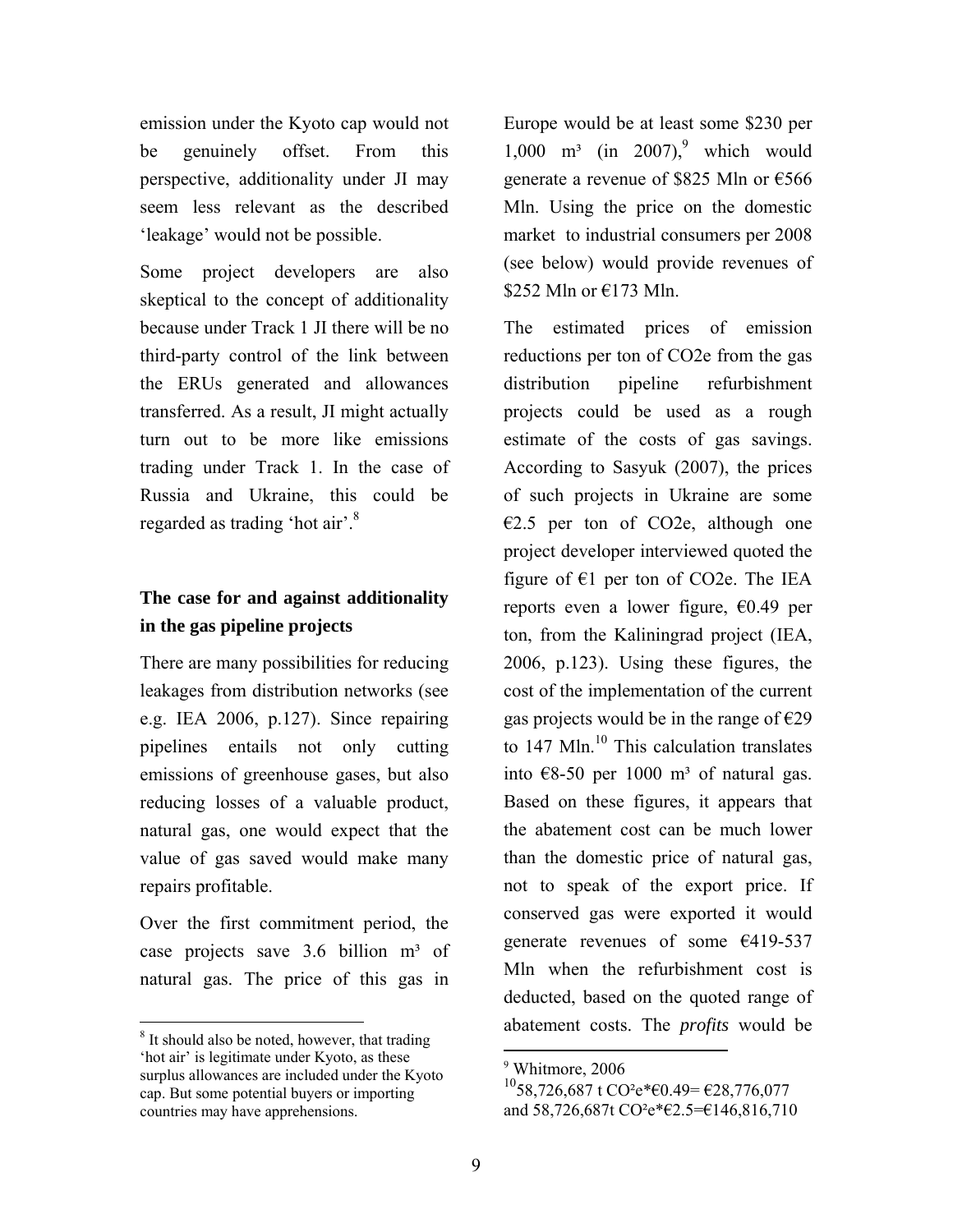emission under the Kyoto cap would not be genuinely offset. From this perspective, additionality under JI may seem less relevant as the described 'leakage' would not be possible.

Some project developers are also skeptical to the concept of additionality because under Track 1 JI there will be no third-party control of the link between the ERUs generated and allowances transferred. As a result, JI might actually turn out to be more like emissions trading under Track 1. In the case of Russia and Ukraine, this could be regarded as trading 'hot air'.[8]

## The case for and against additionality in the gas pipeline projects

There are many possibilities for reducing leakages from distribution networks (see e.g. IEA 2006, p.127). Since repairing pipelines entails not only cutting emissions of greenhouse gases, but also reducing losses of a valuable product, natural gas, one would expect that the value of gas saved would make many repairs profitable.

Over the first commitment period, the case projects save 3.6 billion m³ of natural gas. The price of this gas in Europe would be at least some \$230 per 1,000 m³ (in 2007),[9] which would generate a revenue of \$825 Mln or €566 Mln. Using the price on the domestic market to industrial consumers per 2008 (see below) would provide revenues of \$252 Mln or €173 Mln.

The estimated prices of emission reductions per ton of CO2e from the gas distribution pipeline refurbishment projects could be used as a rough estimate of the costs of gas savings. According to Sasyuk (2007), the prices of such projects in Ukraine are some €2.5 per ton of CO2e, although one project developer interviewed quoted the figure of €1 per ton of CO2e. The IEA reports even a lower figure, €0.49 per ton, from the Kaliningrad project (IEA, 2006, p.123). Using these figures, the cost of the implementation of the current gas projects would be in the range of €29 to 147 Mln.[10] This calculation translates into €8-50 per 1000 m³ of natural gas. Based on these figures, it appears that the abatement cost can be much lower than the domestic price of natural gas, not to speak of the export price. If conserved gas were exported it would generate revenues of some €419-537 Mln when the refurbishment cost is deducted, based on the quoted range of abatement costs. The *profits* would be

---

[8] It should also be noted, however, that trading 'hot air' is legitimate under Kyoto, as these surplus allowances are included under the Kyoto cap. But some potential buyers or importing countries may have apprehensions.

[9] Whitmore, 2006

[10] 58,726,687 t CO²e*€0.49= €28,776,077 and 58,726,687t CO²e*€2.5=€146,816,710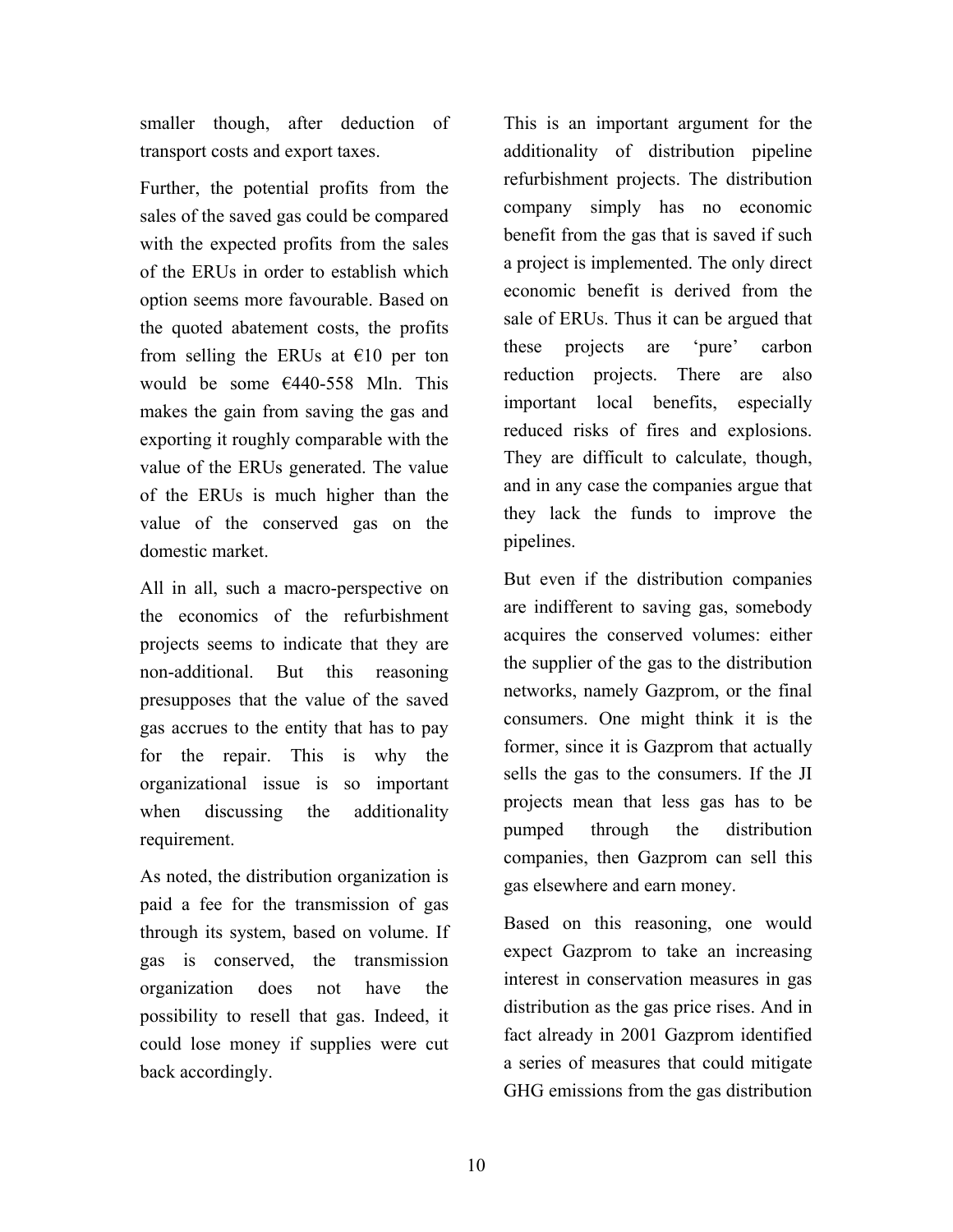smaller though, after deduction of transport costs and export taxes.

Further, the potential profits from the sales of the saved gas could be compared with the expected profits from the sales of the ERUs in order to establish which option seems more favourable. Based on the quoted abatement costs, the profits from selling the ERUs at €10 per ton would be some €440-558 Mln. This makes the gain from saving the gas and exporting it roughly comparable with the value of the ERUs generated. The value of the ERUs is much higher than the value of the conserved gas on the domestic market.

All in all, such a macro-perspective on the economics of the refurbishment projects seems to indicate that they are non-additional. But this reasoning presupposes that the value of the saved gas accrues to the entity that has to pay for the repair. This is why the organizational issue is so important when discussing the additionality requirement.

As noted, the distribution organization is paid a fee for the transmission of gas through its system, based on volume. If gas is conserved, the transmission organization does not have the possibility to resell that gas. Indeed, it could lose money if supplies were cut back accordingly.

This is an important argument for the additionality of distribution pipeline refurbishment projects. The distribution company simply has no economic benefit from the gas that is saved if such a project is implemented. The only direct economic benefit is derived from the sale of ERUs. Thus it can be argued that these projects are 'pure' carbon reduction projects. There are also important local benefits, especially reduced risks of fires and explosions. They are difficult to calculate, though, and in any case the companies argue that they lack the funds to improve the pipelines.

But even if the distribution companies are indifferent to saving gas, somebody acquires the conserved volumes: either the supplier of the gas to the distribution networks, namely Gazprom, or the final consumers. One might think it is the former, since it is Gazprom that actually sells the gas to the consumers. If the JI projects mean that less gas has to be pumped through the distribution companies, then Gazprom can sell this gas elsewhere and earn money.

Based on this reasoning, one would expect Gazprom to take an increasing interest in conservation measures in gas distribution as the gas price rises. And in fact already in 2001 Gazprom identified a series of measures that could mitigate GHG emissions from the gas distribution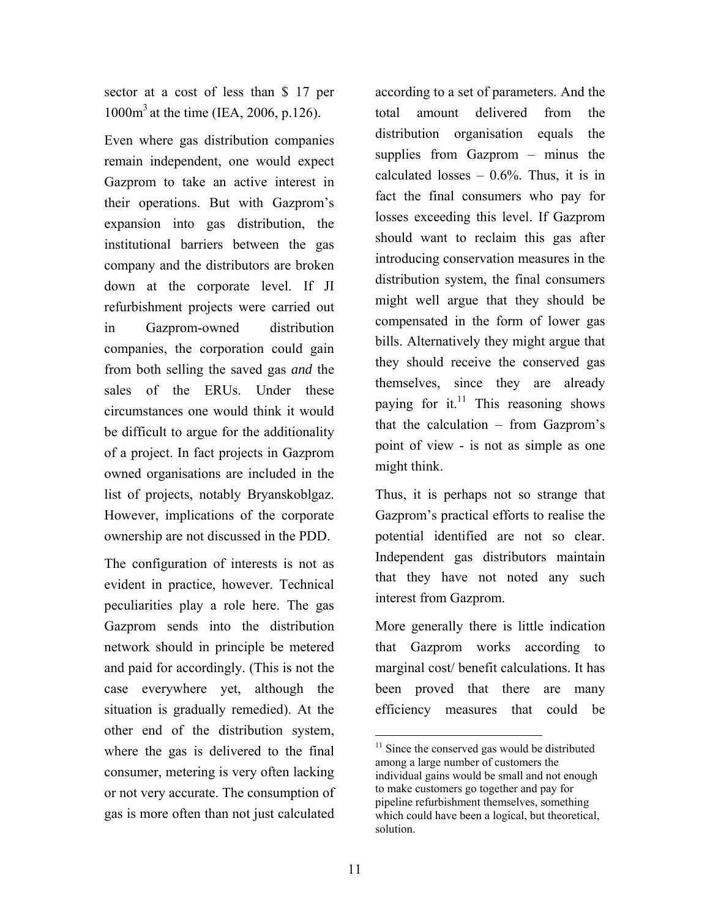sector at a cost of less than $ 17 per 1000m$^3$ at the time (IEA, 2006, p.126).

Even where gas distribution companies remain independent, one would expect Gazprom to take an active interest in their operations. But with Gazprom's expansion into gas distribution, the institutional barriers between the gas company and the distributors are broken down at the corporate level. If JI refurbishment projects were carried out in Gazprom-owned distribution companies, the corporation could gain from both selling the saved gas *and* the sales of the ERUs. Under these circumstances one would think it would be difficult to argue for the additionality of a project. In fact projects in Gazprom owned organisations are included in the list of projects, notably Bryanskoblgaz. However, implications of the corporate ownership are not discussed in the PDD.

The configuration of interests is not as evident in practice, however. Technical peculiarities play a role here. The gas Gazprom sends into the distribution network should in principle be metered and paid for accordingly. (This is not the case everywhere yet, although the situation is gradually remedied). At the other end of the distribution system, where the gas is delivered to the final consumer, metering is very often lacking or not very accurate. The consumption of gas is more often than not just calculated according to a set of parameters. And the total amount delivered from the distribution organisation equals the supplies from Gazprom – minus the calculated losses – 0.6%. Thus, it is in fact the final consumers who pay for losses exceeding this level. If Gazprom should want to reclaim this gas after introducing conservation measures in the distribution system, the final consumers might well argue that they should be compensated in the form of lower gas bills. Alternatively they might argue that they should receive the conserved gas themselves, since they are already paying for it.[11] This reasoning shows that the calculation – from Gazprom's point of view - is not as simple as one might think.

Thus, it is perhaps not so strange that Gazprom's practical efforts to realise the potential identified are not so clear. Independent gas distributors maintain that they have not noted any such interest from Gazprom.

More generally there is little indication that Gazprom works according to marginal cost/ benefit calculations. It has been proved that there are many efficiency measures that could be

[11] Since the conserved gas would be distributed among a large number of customers the individual gains would be small and not enough to make customers go together and pay for pipeline refurbishment themselves, something which could have been a logical, but theoretical, solution.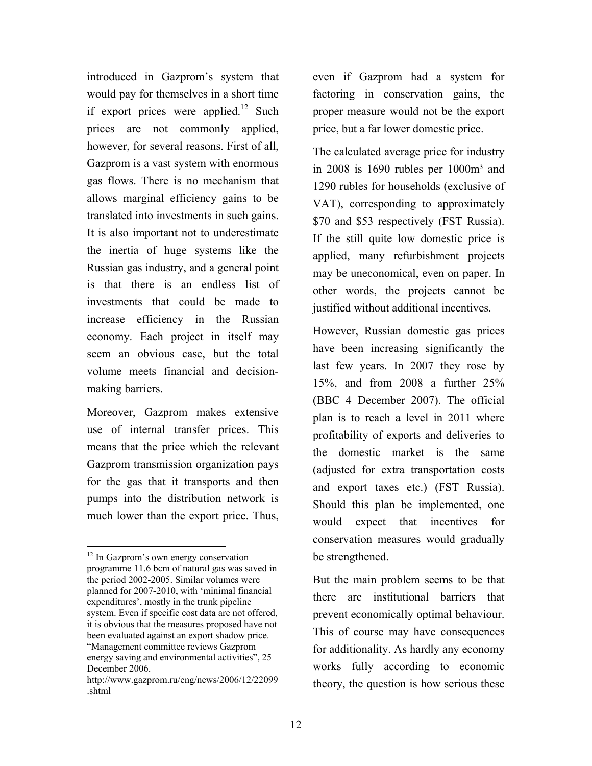introduced in Gazprom's system that would pay for themselves in a short time if export prices were applied.[12] Such prices are not commonly applied, however, for several reasons. First of all, Gazprom is a vast system with enormous gas flows. There is no mechanism that allows marginal efficiency gains to be translated into investments in such gains. It is also important not to underestimate the inertia of huge systems like the Russian gas industry, and a general point is that there is an endless list of investments that could be made to increase efficiency in the Russian economy. Each project in itself may seem an obvious case, but the total volume meets financial and decision-making barriers.

Moreover, Gazprom makes extensive use of internal transfer prices. This means that the price which the relevant Gazprom transmission organization pays for the gas that it transports and then pumps into the distribution network is much lower than the export price. Thus, even if Gazprom had a system for factoring in conservation gains, the proper measure would not be the export price, but a far lower domestic price.

The calculated average price for industry in 2008 is 1690 rubles per 1000m³ and 1290 rubles for households (exclusive of VAT), corresponding to approximately \$70 and \$53 respectively (FST Russia). If the still quite low domestic price is applied, many refurbishment projects may be uneconomical, even on paper. In other words, the projects cannot be justified without additional incentives.

However, Russian domestic gas prices have been increasing significantly the last few years. In 2007 they rose by 15%, and from 2008 a further 25% (BBC 4 December 2007). The official plan is to reach a level in 2011 where profitability of exports and deliveries to the domestic market is the same (adjusted for extra transportation costs and export taxes etc.) (FST Russia). Should this plan be implemented, one would expect that incentives for conservation measures would gradually be strengthened.

But the main problem seems to be that there are institutional barriers that prevent economically optimal behaviour. This of course may have consequences for additionality. As hardly any economy works fully according to economic theory, the question is how serious these

---

[12] In Gazprom's own energy conservation programme 11.6 bcm of natural gas was saved in the period 2002-2005. Similar volumes were planned for 2007-2010, with 'minimal financial expenditures', mostly in the trunk pipeline system. Even if specific cost data are not offered, it is obvious that the measures proposed have not been evaluated against an export shadow price. "Management committee reviews Gazprom energy saving and environmental activities", 25 December 2006. http://www.gazprom.ru/eng/news/2006/12/22099.shtml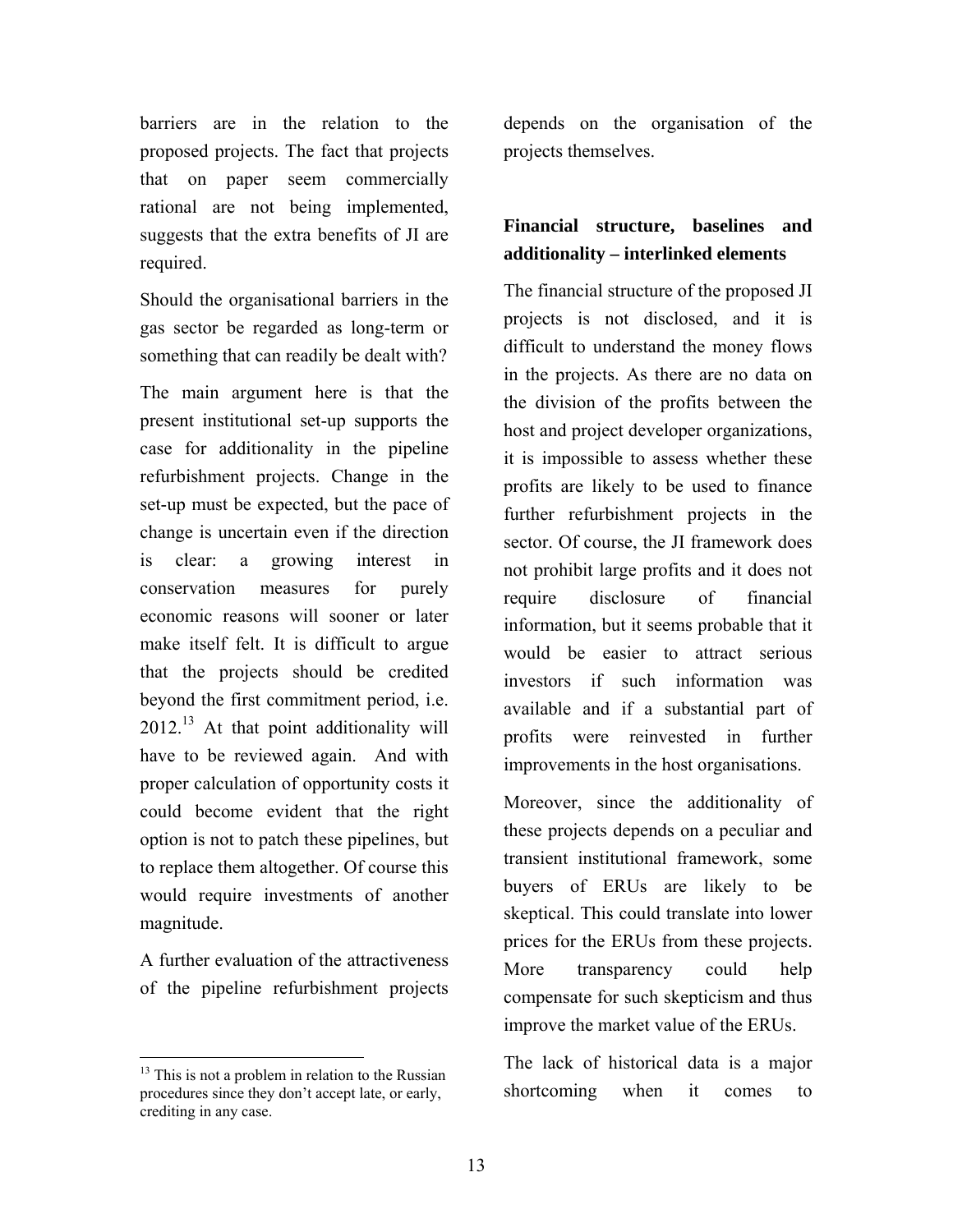barriers are in the relation to the proposed projects. The fact that projects that on paper seem commercially rational are not being implemented, suggests that the extra benefits of JI are required.

Should the organisational barriers in the gas sector be regarded as long-term or something that can readily be dealt with?

The main argument here is that the present institutional set-up supports the case for additionality in the pipeline refurbishment projects. Change in the set-up must be expected, but the pace of change is uncertain even if the direction is clear: a growing interest in conservation measures for purely economic reasons will sooner or later make itself felt. It is difficult to argue that the projects should be credited beyond the first commitment period, i.e. 2012.[13] At that point additionality will have to be reviewed again. And with proper calculation of opportunity costs it could become evident that the right option is not to patch these pipelines, but to replace them altogether. Of course this would require investments of another magnitude.

A further evaluation of the attractiveness of the pipeline refurbishment projects depends on the organisation of the projects themselves.

## Financial structure, baselines and additionality – interlinked elements

The financial structure of the proposed JI projects is not disclosed, and it is difficult to understand the money flows in the projects. As there are no data on the division of the profits between the host and project developer organizations, it is impossible to assess whether these profits are likely to be used to finance further refurbishment projects in the sector. Of course, the JI framework does not prohibit large profits and it does not require disclosure of financial information, but it seems probable that it would be easier to attract serious investors if such information was available and if a substantial part of profits were reinvested in further improvements in the host organisations.

Moreover, since the additionality of these projects depends on a peculiar and transient institutional framework, some buyers of ERUs are likely to be skeptical. This could translate into lower prices for the ERUs from these projects. More transparency could help compensate for such skepticism and thus improve the market value of the ERUs.

The lack of historical data is a major shortcoming when it comes to

[13] This is not a problem in relation to the Russian procedures since they don't accept late, or early, crediting in any case.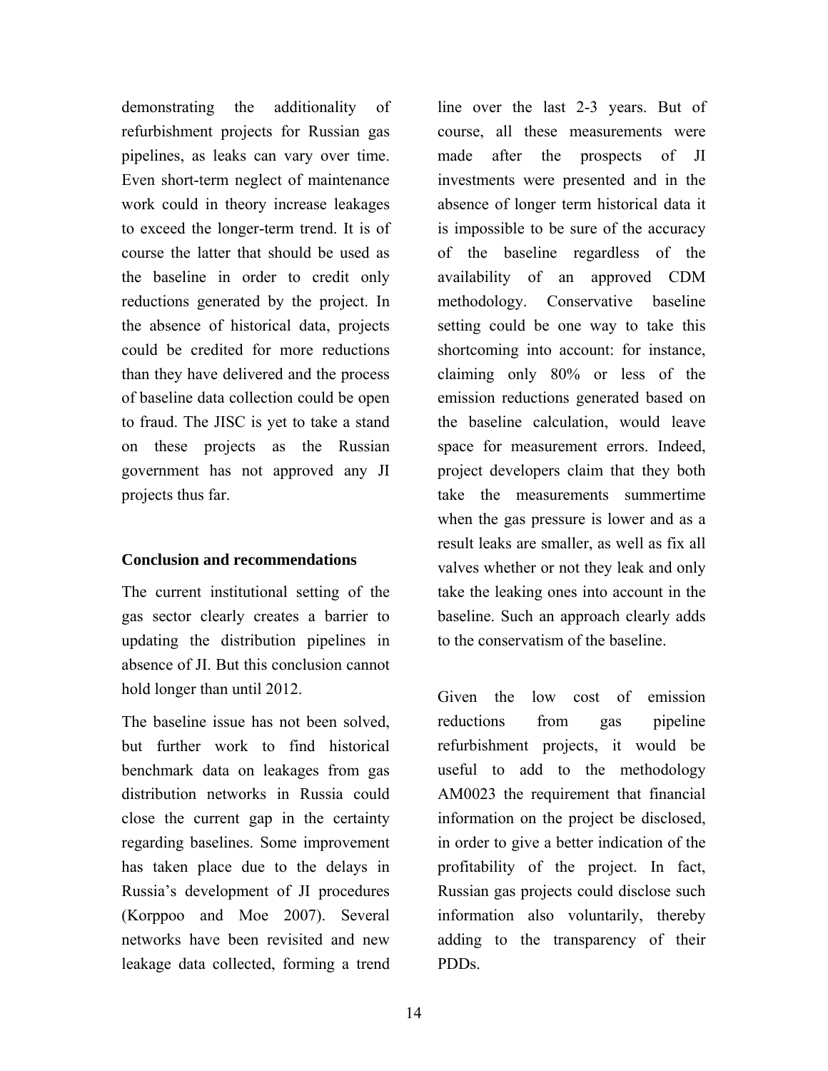demonstrating the additionality of refurbishment projects for Russian gas pipelines, as leaks can vary over time. Even short-term neglect of maintenance work could in theory increase leakages to exceed the longer-term trend. It is of course the latter that should be used as the baseline in order to credit only reductions generated by the project. In the absence of historical data, projects could be credited for more reductions than they have delivered and the process of baseline data collection could be open to fraud. The JISC is yet to take a stand on these projects as the Russian government has not approved any JI projects thus far.

## Conclusion and recommendations

The current institutional setting of the gas sector clearly creates a barrier to updating the distribution pipelines in absence of JI. But this conclusion cannot hold longer than until 2012.

The baseline issue has not been solved, but further work to find historical benchmark data on leakages from gas distribution networks in Russia could close the current gap in the certainty regarding baselines. Some improvement has taken place due to the delays in Russia's development of JI procedures (Korppoo and Moe 2007). Several networks have been revisited and new leakage data collected, forming a trend line over the last 2-3 years. But of course, all these measurements were made after the prospects of JI investments were presented and in the absence of longer term historical data it is impossible to be sure of the accuracy of the baseline regardless of the availability of an approved CDM methodology. Conservative baseline setting could be one way to take this shortcoming into account: for instance, claiming only 80% or less of the emission reductions generated based on the baseline calculation, would leave space for measurement errors. Indeed, project developers claim that they both take the measurements summertime when the gas pressure is lower and as a result leaks are smaller, as well as fix all valves whether or not they leak and only take the leaking ones into account in the baseline. Such an approach clearly adds to the conservatism of the baseline.

Given the low cost of emission reductions from gas pipeline refurbishment projects, it would be useful to add to the methodology AM0023 the requirement that financial information on the project be disclosed, in order to give a better indication of the profitability of the project. In fact, Russian gas projects could disclose such information also voluntarily, thereby adding to the transparency of their PDDs.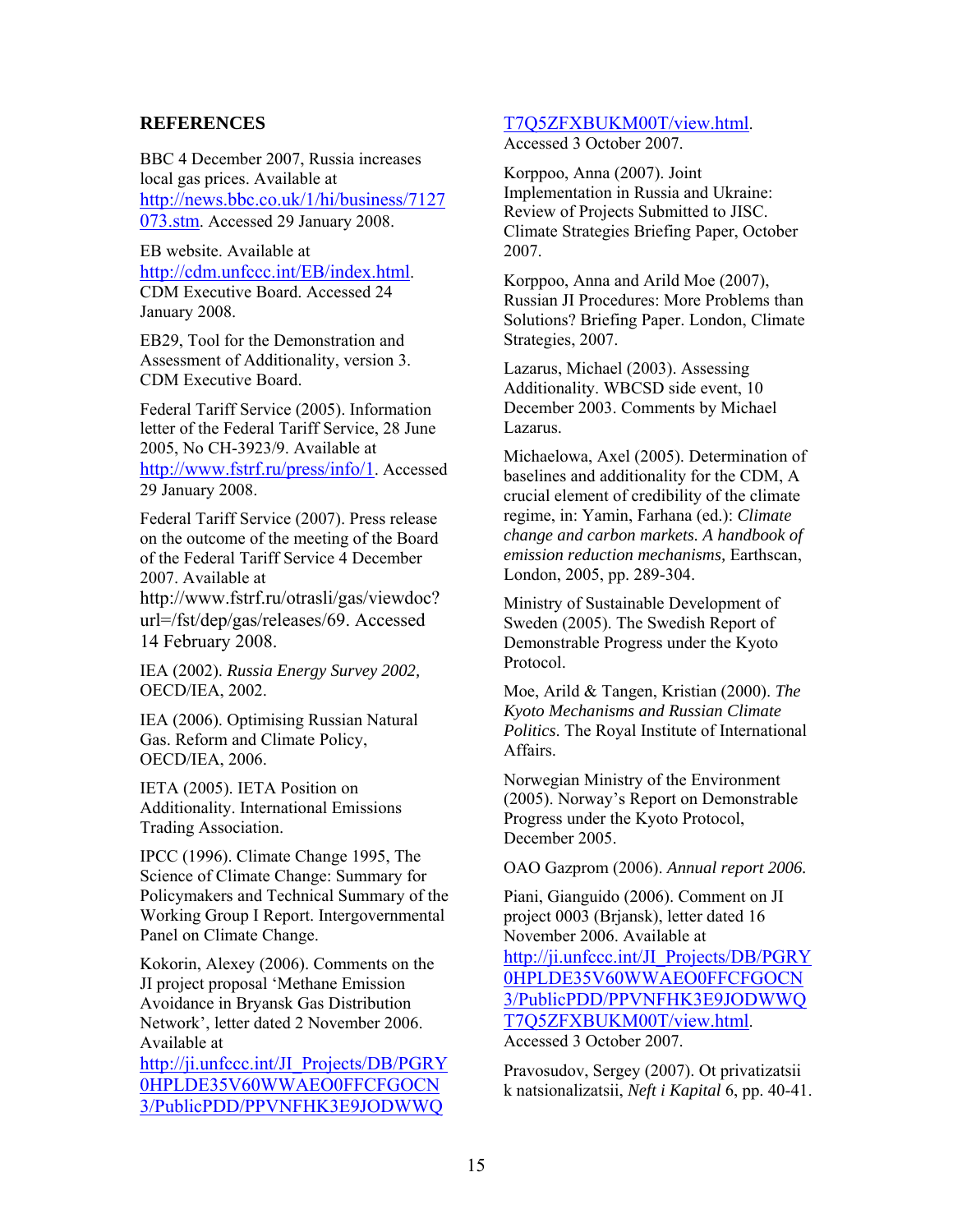## REFERENCES

BBC 4 December 2007, Russia increases local gas prices. Available at http://news.bbc.co.uk/1/hi/business/7127073.stm. Accessed 29 January 2008.

EB website. Available at http://cdm.unfccc.int/EB/index.html. CDM Executive Board. Accessed 24 January 2008.

EB29, Tool for the Demonstration and Assessment of Additionality, version 3. CDM Executive Board.

Federal Tariff Service (2005). Information letter of the Federal Tariff Service, 28 June 2005, No CH-3923/9. Available at http://www.fstrf.ru/press/info/1. Accessed 29 January 2008.

Federal Tariff Service (2007). Press release on the outcome of the meeting of the Board of the Federal Tariff Service 4 December 2007. Available at http://www.fstrf.ru/otrasli/gas/viewdoc?url=/fst/dep/gas/releases/69. Accessed 14 February 2008.

IEA (2002). *Russia Energy Survey 2002,* OECD/IEA, 2002.

IEA (2006). Optimising Russian Natural Gas. Reform and Climate Policy, OECD/IEA, 2006.

IETA (2005). IETA Position on Additionality. International Emissions Trading Association.

IPCC (1996). Climate Change 1995, The Science of Climate Change: Summary for Policymakers and Technical Summary of the Working Group I Report. Intergovernmental Panel on Climate Change.

Kokorin, Alexey (2006). Comments on the JI project proposal 'Methane Emission Avoidance in Bryansk Gas Distribution Network', letter dated 2 November 2006. Available at http://ji.unfccc.int/JI_Projects/DB/PGRY0HPLDE35V60WWAEO0FFCFGOCN3/PublicPDD/PPVNFHK3E9JODWWQT7Q5ZFXBUKM00T/view.html. Accessed 3 October 2007.

Korppoo, Anna (2007). Joint Implementation in Russia and Ukraine: Review of Projects Submitted to JISC. Climate Strategies Briefing Paper, October 2007.

Korppoo, Anna and Arild Moe (2007), Russian JI Procedures: More Problems than Solutions? Briefing Paper. London, Climate Strategies, 2007.

Lazarus, Michael (2003). Assessing Additionality. WBCSD side event, 10 December 2003. Comments by Michael Lazarus.

Michaelowa, Axel (2005). Determination of baselines and additionality for the CDM, A crucial element of credibility of the climate regime, in: Yamin, Farhana (ed.): *Climate change and carbon markets. A handbook of emission reduction mechanisms,* Earthscan, London, 2005, pp. 289-304.

Ministry of Sustainable Development of Sweden (2005). The Swedish Report of Demonstrable Progress under the Kyoto Protocol.

Moe, Arild & Tangen, Kristian (2000). *The Kyoto Mechanisms and Russian Climate Politics*. The Royal Institute of International Affairs.

Norwegian Ministry of the Environment (2005). Norway's Report on Demonstrable Progress under the Kyoto Protocol, December 2005.

OAO Gazprom (2006). *Annual report 2006.*

Piani, Gianguido (2006). Comment on JI project 0003 (Brjansk), letter dated 16 November 2006. Available at http://ji.unfccc.int/JI_Projects/DB/PGRY0HPLDE35V60WWAEO0FFCFGOCN3/PublicPDD/PPVNFHK3E9JODWWQT7Q5ZFXBUKM00T/view.html. Accessed 3 October 2007.

Pravosudov, Sergey (2007). Ot privatizatsii k natsionalizatsii, *Neft i Kapital* 6, pp. 40-41.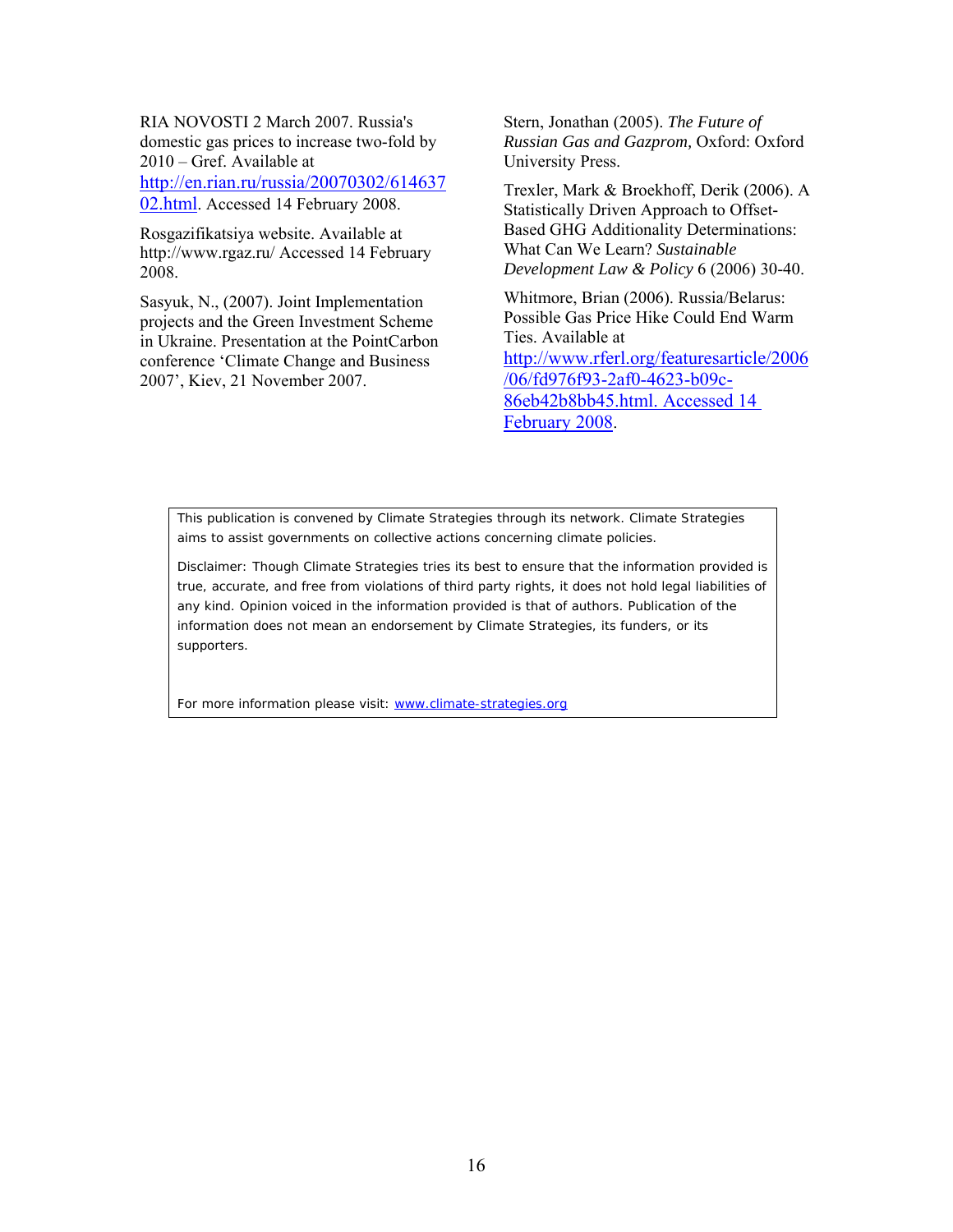RIA NOVOSTI 2 March 2007. Russia's domestic gas prices to increase two-fold by 2010 – Gref. Available at http://en.rian.ru/russia/20070302/61463702.html. Accessed 14 February 2008.

Rosgazifikatsiya website. Available at http://www.rgaz.ru/ Accessed 14 February 2008.

Sasyuk, N., (2007). Joint Implementation projects and the Green Investment Scheme in Ukraine. Presentation at the PointCarbon conference 'Climate Change and Business 2007', Kiev, 21 November 2007.

Stern, Jonathan (2005). *The Future of Russian Gas and Gazprom*, Oxford: Oxford University Press.

Trexler, Mark & Broekhoff, Derik (2006). A Statistically Driven Approach to Offset-Based GHG Additionality Determinations: What Can We Learn? *Sustainable Development Law & Policy* 6 (2006) 30-40.

Whitmore, Brian (2006). Russia/Belarus: Possible Gas Price Hike Could End Warm Ties. Available at http://www.rferl.org/featuresarticle/2006/06/fd976f93-2af0-4623-b09c-86eb42b8bb45.html. Accessed 14 February 2008.

This publication is convened by Climate Strategies through its network. Climate Strategies aims to assist governments on collective actions concerning climate policies.

Disclaimer: Though Climate Strategies tries its best to ensure that the information provided is true, accurate, and free from violations of third party rights, it does not hold legal liabilities of any kind. Opinion voiced in the information provided is that of authors. Publication of the information does not mean an endorsement by Climate Strategies, its funders, or its supporters.

For more information please visit: www.climate-strategies.org